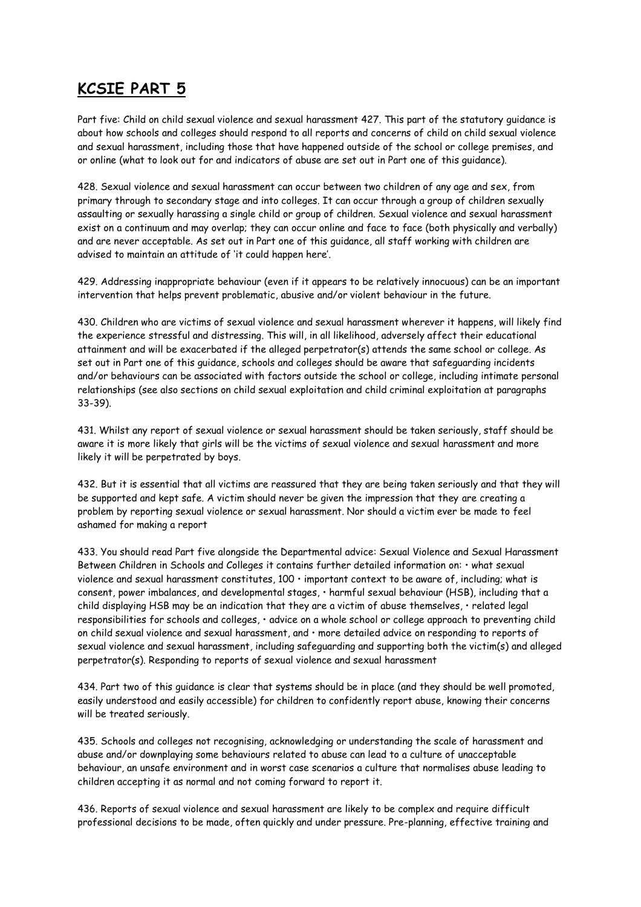# KCSIE PART 5

Part five: Child on child sexual violence and sexual harassment 427. This part of the statutory guidance is about how schools and colleges should respond to all reports and concerns of child on child sexual violence and sexual harassment, including those that have happened outside of the school or college premises, and or online (what to look out for and indicators of abuse are set out in Part one of this guidance).

428. Sexual violence and sexual harassment can occur between two children of any age and sex, from primary through to secondary stage and into colleges. It can occur through a group of children sexually assaulting or sexually harassing a single child or group of children. Sexual violence and sexual harassment exist on a continuum and may overlap; they can occur online and face to face (both physically and verbally) and are never acceptable. As set out in Part one of this guidance, all staff working with children are advised to maintain an attitude of 'it could happen here'.

429. Addressing inappropriate behaviour (even if it appears to be relatively innocuous) can be an important intervention that helps prevent problematic, abusive and/or violent behaviour in the future.

430. Children who are victims of sexual violence and sexual harassment wherever it happens, will likely find the experience stressful and distressing. This will, in all likelihood, adversely affect their educational attainment and will be exacerbated if the alleged perpetrator(s) attends the same school or college. As set out in Part one of this guidance, schools and colleges should be aware that safeguarding incidents and/or behaviours can be associated with factors outside the school or college, including intimate personal relationships (see also sections on child sexual exploitation and child criminal exploitation at paragraphs 33-39).

431. Whilst any report of sexual violence or sexual harassment should be taken seriously, staff should be aware it is more likely that girls will be the victims of sexual violence and sexual harassment and more likely it will be perpetrated by boys.

432. But it is essential that all victims are reassured that they are being taken seriously and that they will be supported and kept safe. A victim should never be given the impression that they are creating a problem by reporting sexual violence or sexual harassment. Nor should a victim ever be made to feel ashamed for making a report

433. You should read Part five alongside the Departmental advice: Sexual Violence and Sexual Harassment Between Children in Schools and Colleges it contains further detailed information on: • what sexual violence and sexual harassment constitutes, 100 • important context to be aware of, including; what is consent, power imbalances, and developmental stages, • harmful sexual behaviour (HSB), including that a child displaying HSB may be an indication that they are a victim of abuse themselves, • related legal responsibilities for schools and colleges, • advice on a whole school or college approach to preventing child on child sexual violence and sexual harassment, and • more detailed advice on responding to reports of sexual violence and sexual harassment, including safeguarding and supporting both the victim(s) and alleged perpetrator(s). Responding to reports of sexual violence and sexual harassment

434. Part two of this guidance is clear that systems should be in place (and they should be well promoted, easily understood and easily accessible) for children to confidently report abuse, knowing their concerns will be treated seriously.

435. Schools and colleges not recognising, acknowledging or understanding the scale of harassment and abuse and/or downplaying some behaviours related to abuse can lead to a culture of unacceptable behaviour, an unsafe environment and in worst case scenarios a culture that normalises abuse leading to children accepting it as normal and not coming forward to report it.

436. Reports of sexual violence and sexual harassment are likely to be complex and require difficult professional decisions to be made, often quickly and under pressure. Pre-planning, effective training and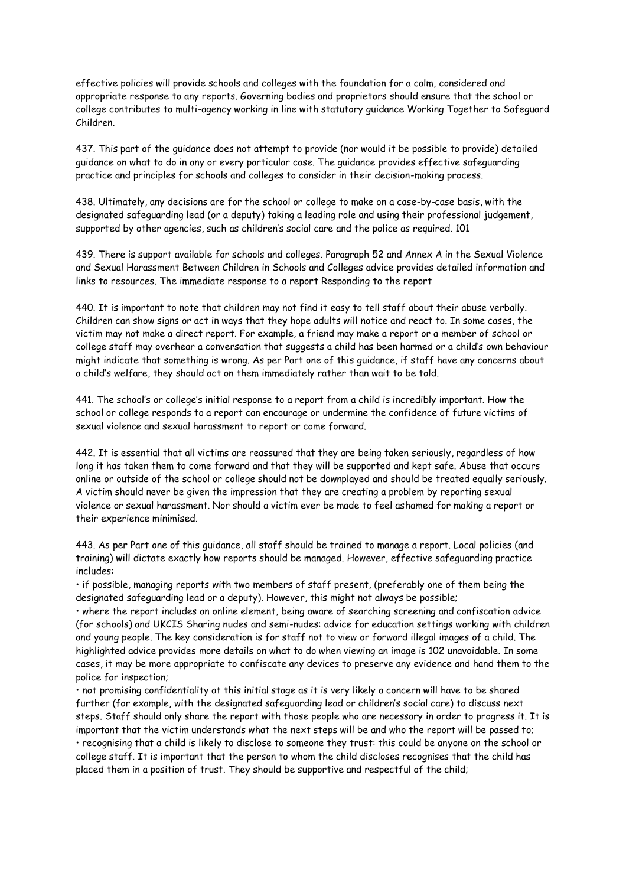effective policies will provide schools and colleges with the foundation for a calm, considered and appropriate response to any reports. Governing bodies and proprietors should ensure that the school or college contributes to multi-agency working in line with statutory guidance Working Together to Safeguard Children.

437. This part of the guidance does not attempt to provide (nor would it be possible to provide) detailed guidance on what to do in any or every particular case. The guidance provides effective safeguarding practice and principles for schools and colleges to consider in their decision-making process.

438. Ultimately, any decisions are for the school or college to make on a case-by-case basis, with the designated safeguarding lead (or a deputy) taking a leading role and using their professional judgement, supported by other agencies, such as children's social care and the police as required. 101

439. There is support available for schools and colleges. Paragraph 52 and Annex A in the Sexual Violence and Sexual Harassment Between Children in Schools and Colleges advice provides detailed information and links to resources. The immediate response to a report Responding to the report

440. It is important to note that children may not find it easy to tell staff about their abuse verbally. Children can show signs or act in ways that they hope adults will notice and react to. In some cases, the victim may not make a direct report. For example, a friend may make a report or a member of school or college staff may overhear a conversation that suggests a child has been harmed or a child's own behaviour might indicate that something is wrong. As per Part one of this guidance, if staff have any concerns about a child's welfare, they should act on them immediately rather than wait to be told.

441. The school's or college's initial response to a report from a child is incredibly important. How the school or college responds to a report can encourage or undermine the confidence of future victims of sexual violence and sexual harassment to report or come forward.

442. It is essential that all victims are reassured that they are being taken seriously, regardless of how long it has taken them to come forward and that they will be supported and kept safe. Abuse that occurs online or outside of the school or college should not be downplayed and should be treated equally seriously. A victim should never be given the impression that they are creating a problem by reporting sexual violence or sexual harassment. Nor should a victim ever be made to feel ashamed for making a report or their experience minimised.

443. As per Part one of this guidance, all staff should be trained to manage a report. Local policies (and training) will dictate exactly how reports should be managed. However, effective safeguarding practice includes:

- if possible, managing reports with two members of staff present, (preferably one of them being the designated safeguarding lead or a deputy). However, this might not always be possible;
- where the report includes an online element, being aware of searching screening and confiscation advice (for schools) and UKCIS Sharing nudes and semi-nudes: advice for education settings working with children and young people. The key consideration is for staff not to view or forward illegal images of a child. The highlighted advice provides more details on what to do when viewing an image is 102 unavoidable. In some cases, it may be more appropriate to confiscate any devices to preserve any evidence and hand them to the police for inspection;
- not promising confidentiality at this initial stage as it is very likely a concern will have to be shared further (for example, with the designated safeguarding lead or children's social care) to discuss next steps. Staff should only share the report with those people who are necessary in order to progress it. It is important that the victim understands what the next steps will be and who the report will be passed to;
- recognising that a child is likely to disclose to someone they trust: this could be anyone on the school or college staff. It is important that the person to whom the child discloses recognises that the child has placed them in a position of trust. They should be supportive and respectful of the child;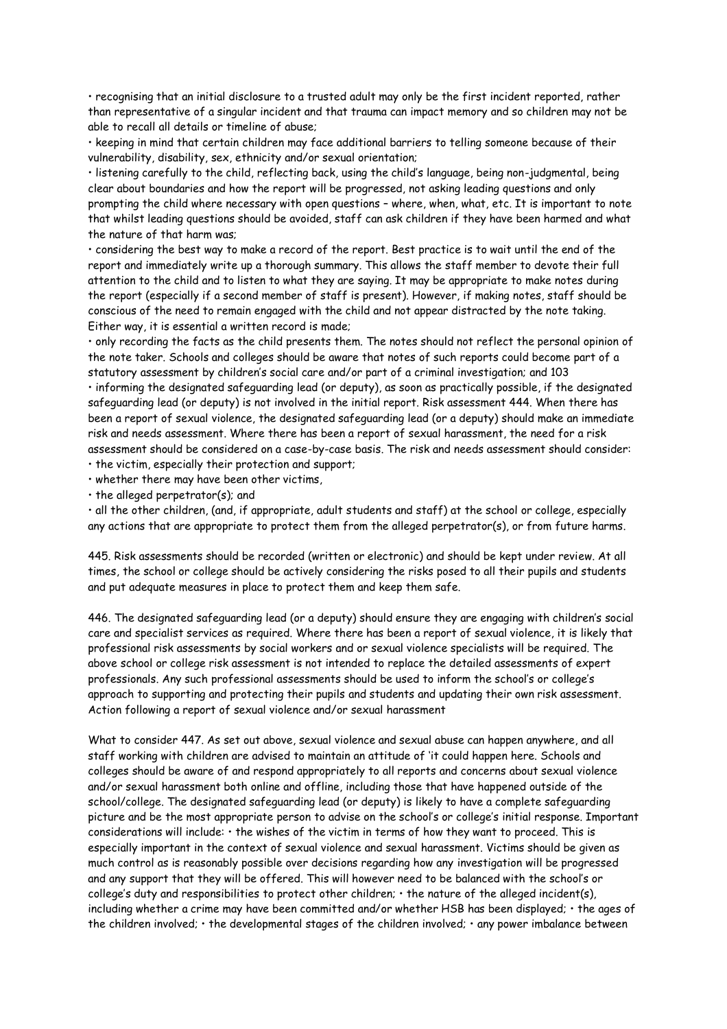• recognising that an initial disclosure to a trusted adult may only be the first incident reported, rather than representative of a singular incident and that trauma can impact memory and so children may not be able to recall all details or timeline of abuse;

• keeping in mind that certain children may face additional barriers to telling someone because of their vulnerability, disability, sex, ethnicity and/or sexual orientation;

• listening carefully to the child, reflecting back, using the child's language, being non-judgmental, being clear about boundaries and how the report will be progressed, not asking leading questions and only prompting the child where necessary with open questions – where, when, what, etc. It is important to note that whilst leading questions should be avoided, staff can ask children if they have been harmed and what the nature of that harm was;

• considering the best way to make a record of the report. Best practice is to wait until the end of the report and immediately write up a thorough summary. This allows the staff member to devote their full attention to the child and to listen to what they are saying. It may be appropriate to make notes during the report (especially if a second member of staff is present). However, if making notes, staff should be conscious of the need to remain engaged with the child and not appear distracted by the note taking. Either way, it is essential a written record is made;

• only recording the facts as the child presents them. The notes should not reflect the personal opinion of the note taker. Schools and colleges should be aware that notes of such reports could become part of a statutory assessment by children's social care and/or part of a criminal investigation; and 103

• informing the designated safeguarding lead (or deputy), as soon as practically possible, if the designated safeguarding lead (or deputy) is not involved in the initial report. Risk assessment 444. When there has been a report of sexual violence, the designated safeguarding lead (or a deputy) should make an immediate risk and needs assessment. Where there has been a report of sexual harassment, the need for a risk assessment should be considered on a case-by-case basis. The risk and needs assessment should consider:

• the victim, especially their protection and support;

• whether there may have been other victims,

• the alleged perpetrator(s); and

• all the other children, (and, if appropriate, adult students and staff) at the school or college, especially any actions that are appropriate to protect them from the alleged perpetrator(s), or from future harms.

445. Risk assessments should be recorded (written or electronic) and should be kept under review. At all times, the school or college should be actively considering the risks posed to all their pupils and students and put adequate measures in place to protect them and keep them safe.

446. The designated safeguarding lead (or a deputy) should ensure they are engaging with children's social care and specialist services as required. Where there has been a report of sexual violence, it is likely that professional risk assessments by social workers and or sexual violence specialists will be required. The above school or college risk assessment is not intended to replace the detailed assessments of expert professionals. Any such professional assessments should be used to inform the school's or college's approach to supporting and protecting their pupils and students and updating their own risk assessment. Action following a report of sexual violence and/or sexual harassment

What to consider 447. As set out above, sexual violence and sexual abuse can happen anywhere, and all staff working with children are advised to maintain an attitude of 'it could happen here. Schools and colleges should be aware of and respond appropriately to all reports and concerns about sexual violence and/or sexual harassment both online and offline, including those that have happened outside of the school/college. The designated safeguarding lead (or deputy) is likely to have a complete safeguarding picture and be the most appropriate person to advise on the school's or college's initial response. Important considerations will include: • the wishes of the victim in terms of how they want to proceed. This is especially important in the context of sexual violence and sexual harassment. Victims should be given as much control as is reasonably possible over decisions regarding how any investigation will be progressed and any support that they will be offered. This will however need to be balanced with the school's or college's duty and responsibilities to protect other children; • the nature of the alleged incident(s), including whether a crime may have been committed and/or whether HSB has been displayed; • the ages of the children involved; • the developmental stages of the children involved; • any power imbalance between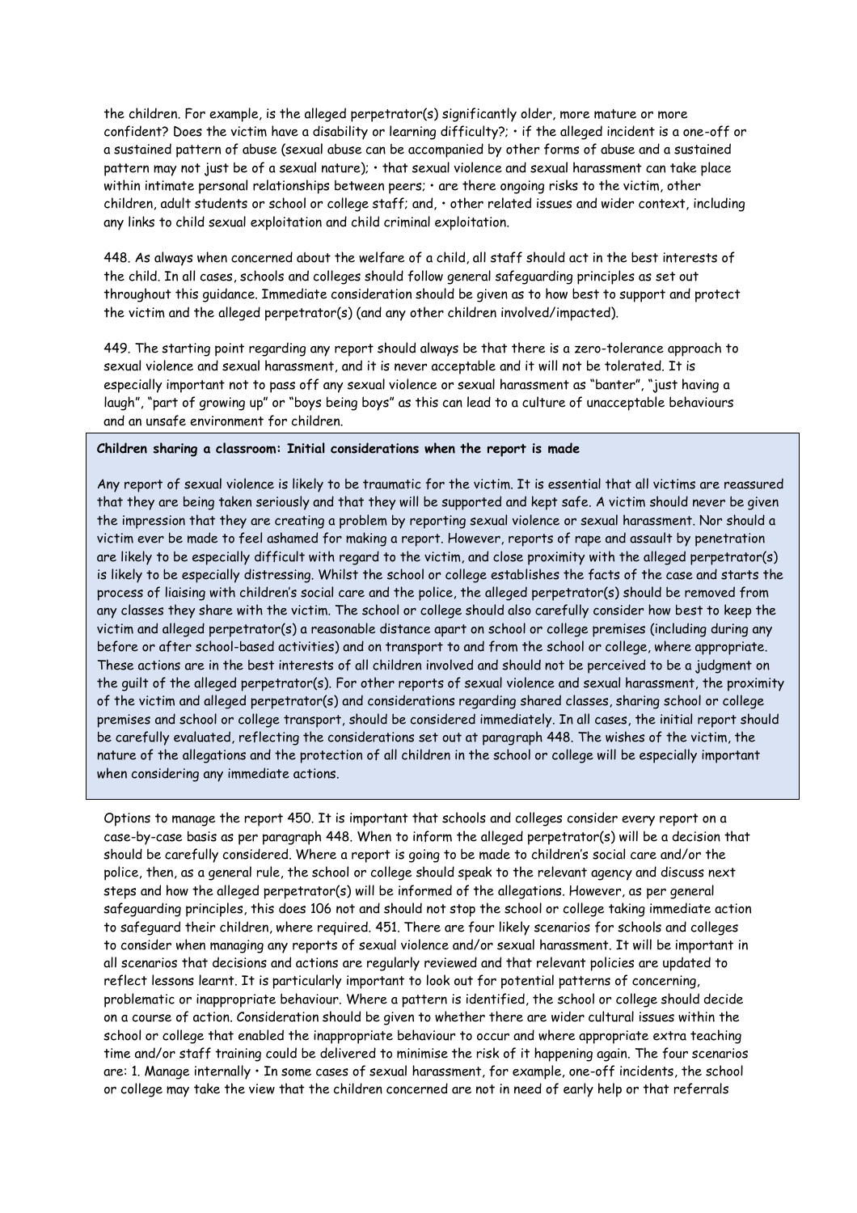the children. For example, is the alleged perpetrator(s) significantly older, more mature or more confident? Does the victim have a disability or learning difficulty?; • if the alleged incident is a one-off or a sustained pattern of abuse (sexual abuse can be accompanied by other forms of abuse and a sustained pattern may not just be of a sexual nature); • that sexual violence and sexual harassment can take place within intimate personal relationships between peers; • are there ongoing risks to the victim, other children, adult students or school or college staff; and, • other related issues and wider context, including any links to child sexual exploitation and child criminal exploitation.

448. As always when concerned about the welfare of a child, all staff should act in the best interests of the child. In all cases, schools and colleges should follow general safeguarding principles as set out throughout this guidance. Immediate consideration should be given as to how best to support and protect the victim and the alleged perpetrator(s) (and any other children involved/impacted).

449. The starting point regarding any report should always be that there is a zero-tolerance approach to sexual violence and sexual harassment, and it is never acceptable and it will not be tolerated. It is especially important not to pass off any sexual violence or sexual harassment as "banter", "just having a laugh", "part of growing up" or "boys being boys" as this can lead to a culture of unacceptable behaviours and an unsafe environment for children.

**Children sharing a classroom: Initial considerations when the report is made**

Any report of sexual violence is likely to be traumatic for the victim. It is essential that all victims are reassured that they are being taken seriously and that they will be supported and kept safe. A victim should never be given the impression that they are creating a problem by reporting sexual violence or sexual harassment. Nor should a victim ever be made to feel ashamed for making a report. However, reports of rape and assault by penetration are likely to be especially difficult with regard to the victim, and close proximity with the alleged perpetrator(s) is likely to be especially distressing. Whilst the school or college establishes the facts of the case and starts the process of liaising with children's social care and the police, the alleged perpetrator(s) should be removed from any classes they share with the victim. The school or college should also carefully consider how best to keep the victim and alleged perpetrator(s) a reasonable distance apart on school or college premises (including during any before or after school-based activities) and on transport to and from the school or college, where appropriate. These actions are in the best interests of all children involved and should not be perceived to be a judgment on the guilt of the alleged perpetrator(s). For other reports of sexual violence and sexual harassment, the proximity of the victim and alleged perpetrator(s) and considerations regarding shared classes, sharing school or college premises and school or college transport, should be considered immediately. In all cases, the initial report should be carefully evaluated, reflecting the considerations set out at paragraph 448. The wishes of the victim, the nature of the allegations and the protection of all children in the school or college will be especially important when considering any immediate actions.

Options to manage the report 450. It is important that schools and colleges consider every report on a case-by-case basis as per paragraph 448. When to inform the alleged perpetrator(s) will be a decision that should be carefully considered. Where a report is going to be made to children's social care and/or the police, then, as a general rule, the school or college should speak to the relevant agency and discuss next steps and how the alleged perpetrator(s) will be informed of the allegations. However, as per general safeguarding principles, this does 106 not and should not stop the school or college taking immediate action to safeguard their children, where required. 451. There are four likely scenarios for schools and colleges to consider when managing any reports of sexual violence and/or sexual harassment. It will be important in all scenarios that decisions and actions are regularly reviewed and that relevant policies are updated to reflect lessons learnt. It is particularly important to look out for potential patterns of concerning, problematic or inappropriate behaviour. Where a pattern is identified, the school or college should decide on a course of action. Consideration should be given to whether there are wider cultural issues within the school or college that enabled the inappropriate behaviour to occur and where appropriate extra teaching time and/or staff training could be delivered to minimise the risk of it happening again. The four scenarios are: 1. Manage internally • In some cases of sexual harassment, for example, one-off incidents, the school or college may take the view that the children concerned are not in need of early help or that referrals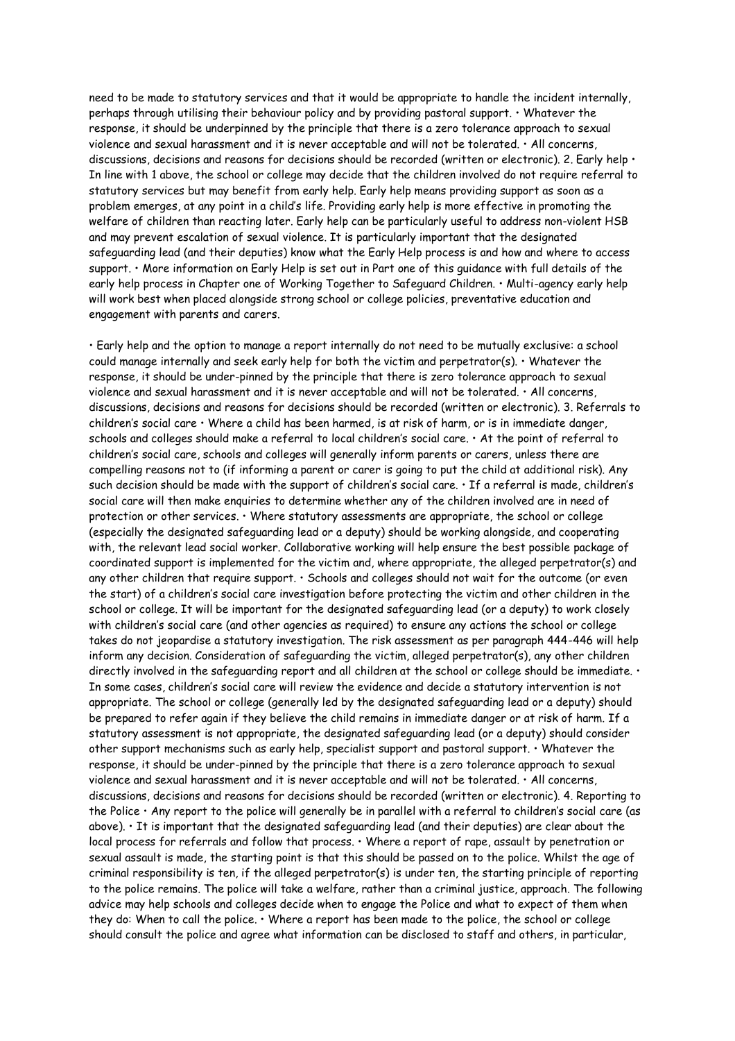need to be made to statutory services and that it would be appropriate to handle the incident internally, perhaps through utilising their behaviour policy and by providing pastoral support. • Whatever the response, it should be underpinned by the principle that there is a zero tolerance approach to sexual violence and sexual harassment and it is never acceptable and will not be tolerated. • All concerns, discussions, decisions and reasons for decisions should be recorded (written or electronic). 2. Early help • In line with 1 above, the school or college may decide that the children involved do not require referral to statutory services but may benefit from early help. Early help means providing support as soon as a problem emerges, at any point in a child's life. Providing early help is more effective in promoting the welfare of children than reacting later. Early help can be particularly useful to address non-violent HSB and may prevent escalation of sexual violence. It is particularly important that the designated safeguarding lead (and their deputies) know what the Early Help process is and how and where to access support. • More information on Early Help is set out in Part one of this guidance with full details of the early help process in Chapter one of Working Together to Safeguard Children. • Multi-agency early help will work best when placed alongside strong school or college policies, preventative education and engagement with parents and carers.

• Early help and the option to manage a report internally do not need to be mutually exclusive: a school could manage internally and seek early help for both the victim and perpetrator(s). • Whatever the response, it should be under-pinned by the principle that there is zero tolerance approach to sexual violence and sexual harassment and it is never acceptable and will not be tolerated. • All concerns, discussions, decisions and reasons for decisions should be recorded (written or electronic). 3. Referrals to children's social care • Where a child has been harmed, is at risk of harm, or is in immediate danger, schools and colleges should make a referral to local children's social care. • At the point of referral to children's social care, schools and colleges will generally inform parents or carers, unless there are compelling reasons not to (if informing a parent or carer is going to put the child at additional risk). Any such decision should be made with the support of children's social care. • If a referral is made, children's social care will then make enquiries to determine whether any of the children involved are in need of protection or other services. • Where statutory assessments are appropriate, the school or college (especially the designated safeguarding lead or a deputy) should be working alongside, and cooperating with, the relevant lead social worker. Collaborative working will help ensure the best possible package of coordinated support is implemented for the victim and, where appropriate, the alleged perpetrator(s) and any other children that require support. • Schools and colleges should not wait for the outcome (or even the start) of a children's social care investigation before protecting the victim and other children in the school or college. It will be important for the designated safeguarding lead (or a deputy) to work closely with children's social care (and other agencies as required) to ensure any actions the school or college takes do not jeopardise a statutory investigation. The risk assessment as per paragraph 444-446 will help inform any decision. Consideration of safeguarding the victim, alleged perpetrator(s), any other children directly involved in the safeguarding report and all children at the school or college should be immediate. • In some cases, children's social care will review the evidence and decide a statutory intervention is not appropriate. The school or college (generally led by the designated safeguarding lead or a deputy) should be prepared to refer again if they believe the child remains in immediate danger or at risk of harm. If a statutory assessment is not appropriate, the designated safeguarding lead (or a deputy) should consider other support mechanisms such as early help, specialist support and pastoral support. • Whatever the response, it should be under-pinned by the principle that there is a zero tolerance approach to sexual violence and sexual harassment and it is never acceptable and will not be tolerated. • All concerns, discussions, decisions and reasons for decisions should be recorded (written or electronic). 4. Reporting to the Police • Any report to the police will generally be in parallel with a referral to children's social care (as above). • It is important that the designated safeguarding lead (and their deputies) are clear about the local process for referrals and follow that process. • Where a report of rape, assault by penetration or sexual assault is made, the starting point is that this should be passed on to the police. Whilst the age of criminal responsibility is ten, if the alleged perpetrator(s) is under ten, the starting principle of reporting to the police remains. The police will take a welfare, rather than a criminal justice, approach. The following advice may help schools and colleges decide when to engage the Police and what to expect of them when they do: When to call the police. • Where a report has been made to the police, the school or college should consult the police and agree what information can be disclosed to staff and others, in particular,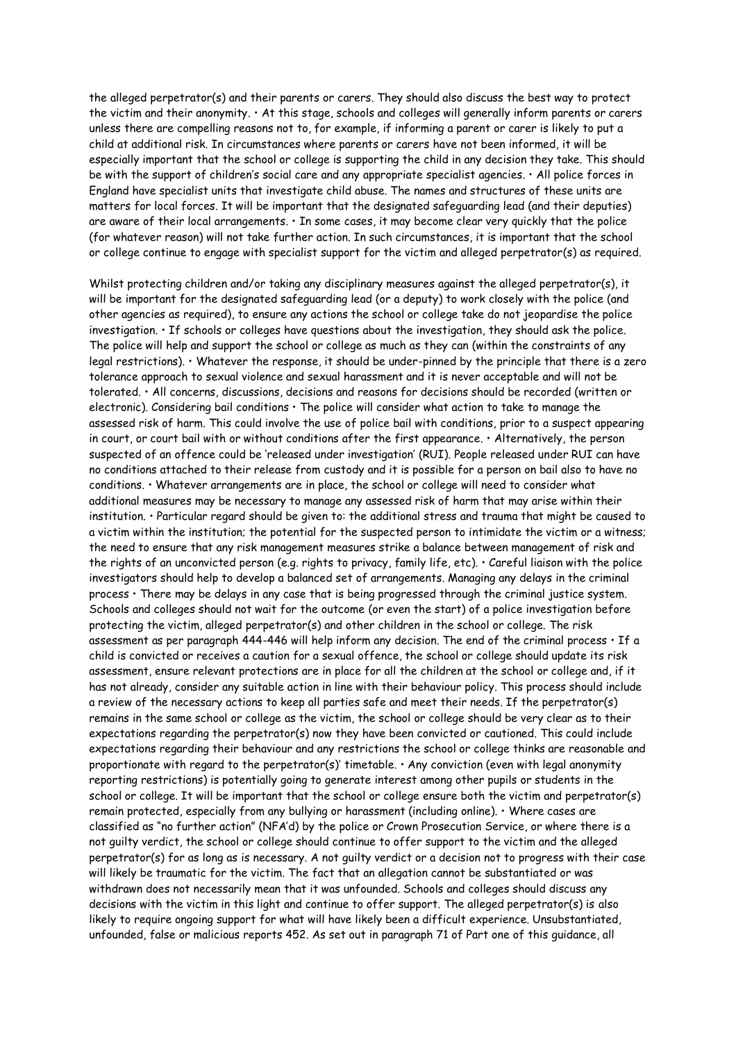the alleged perpetrator(s) and their parents or carers. They should also discuss the best way to protect the victim and their anonymity. • At this stage, schools and colleges will generally inform parents or carers unless there are compelling reasons not to, for example, if informing a parent or carer is likely to put a child at additional risk. In circumstances where parents or carers have not been informed, it will be especially important that the school or college is supporting the child in any decision they take. This should be with the support of children's social care and any appropriate specialist agencies. • All police forces in England have specialist units that investigate child abuse. The names and structures of these units are matters for local forces. It will be important that the designated safeguarding lead (and their deputies) are aware of their local arrangements. • In some cases, it may become clear very quickly that the police (for whatever reason) will not take further action. In such circumstances, it is important that the school or college continue to engage with specialist support for the victim and alleged perpetrator(s) as required.

Whilst protecting children and/or taking any disciplinary measures against the alleged perpetrator(s), it will be important for the designated safeguarding lead (or a deputy) to work closely with the police (and other agencies as required), to ensure any actions the school or college take do not jeopardise the police investigation. • If schools or colleges have questions about the investigation, they should ask the police. The police will help and support the school or college as much as they can (within the constraints of any legal restrictions). • Whatever the response, it should be under-pinned by the principle that there is a zero tolerance approach to sexual violence and sexual harassment and it is never acceptable and will not be tolerated. • All concerns, discussions, decisions and reasons for decisions should be recorded (written or electronic). Considering bail conditions • The police will consider what action to take to manage the assessed risk of harm. This could involve the use of police bail with conditions, prior to a suspect appearing in court, or court bail with or without conditions after the first appearance. • Alternatively, the person suspected of an offence could be 'released under investigation' (RUI). People released under RUI can have no conditions attached to their release from custody and it is possible for a person on bail also to have no conditions. • Whatever arrangements are in place, the school or college will need to consider what additional measures may be necessary to manage any assessed risk of harm that may arise within their institution. • Particular regard should be given to: the additional stress and trauma that might be caused to a victim within the institution; the potential for the suspected person to intimidate the victim or a witness; the need to ensure that any risk management measures strike a balance between management of risk and the rights of an unconvicted person (e.g. rights to privacy, family life, etc). • Careful liaison with the police investigators should help to develop a balanced set of arrangements. Managing any delays in the criminal process • There may be delays in any case that is being progressed through the criminal justice system. Schools and colleges should not wait for the outcome (or even the start) of a police investigation before protecting the victim, alleged perpetrator(s) and other children in the school or college. The risk assessment as per paragraph 444-446 will help inform any decision. The end of the criminal process • If a child is convicted or receives a caution for a sexual offence, the school or college should update its risk assessment, ensure relevant protections are in place for all the children at the school or college and, if it has not already, consider any suitable action in line with their behaviour policy. This process should include a review of the necessary actions to keep all parties safe and meet their needs. If the perpetrator(s) remains in the same school or college as the victim, the school or college should be very clear as to their expectations regarding the perpetrator(s) now they have been convicted or cautioned. This could include expectations regarding their behaviour and any restrictions the school or college thinks are reasonable and proportionate with regard to the perpetrator(s)' timetable. • Any conviction (even with legal anonymity reporting restrictions) is potentially going to generate interest among other pupils or students in the school or college. It will be important that the school or college ensure both the victim and perpetrator(s) remain protected, especially from any bullying or harassment (including online). • Where cases are classified as "no further action" (NFA'd) by the police or Crown Prosecution Service, or where there is a not guilty verdict, the school or college should continue to offer support to the victim and the alleged perpetrator(s) for as long as is necessary. A not guilty verdict or a decision not to progress with their case will likely be traumatic for the victim. The fact that an allegation cannot be substantiated or was withdrawn does not necessarily mean that it was unfounded. Schools and colleges should discuss any decisions with the victim in this light and continue to offer support. The alleged perpetrator(s) is also likely to require ongoing support for what will have likely been a difficult experience. Unsubstantiated, unfounded, false or malicious reports 452. As set out in paragraph 71 of Part one of this guidance, all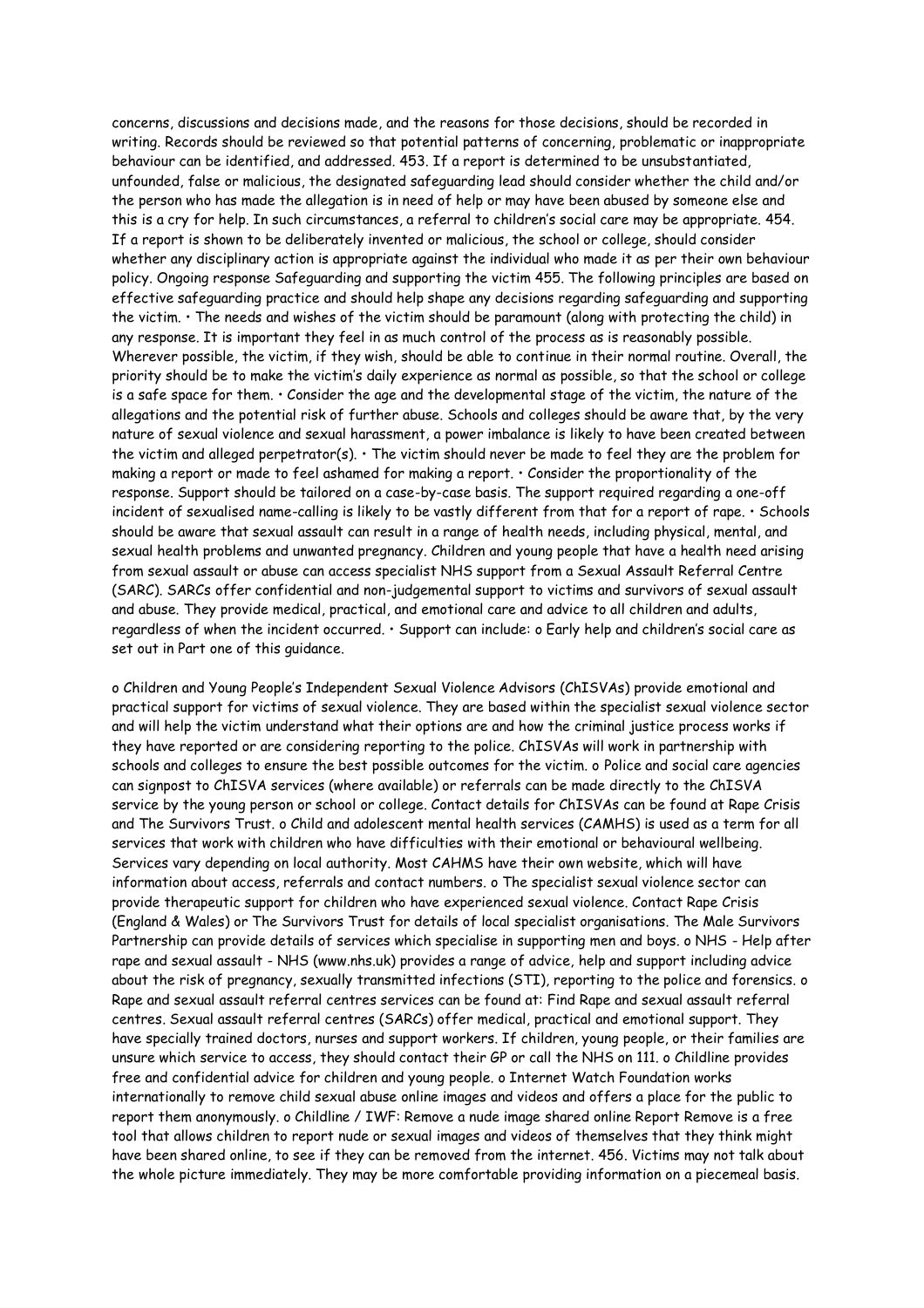concerns, discussions and decisions made, and the reasons for those decisions, should be recorded in writing. Records should be reviewed so that potential patterns of concerning, problematic or inappropriate behaviour can be identified, and addressed. 453. If a report is determined to be unsubstantiated, unfounded, false or malicious, the designated safeguarding lead should consider whether the child and/or the person who has made the allegation is in need of help or may have been abused by someone else and this is a cry for help. In such circumstances, a referral to children's social care may be appropriate. 454. If a report is shown to be deliberately invented or malicious, the school or college, should consider whether any disciplinary action is appropriate against the individual who made it as per their own behaviour policy. Ongoing response Safeguarding and supporting the victim 455. The following principles are based on effective safeguarding practice and should help shape any decisions regarding safeguarding and supporting the victim. • The needs and wishes of the victim should be paramount (along with protecting the child) in any response. It is important they feel in as much control of the process as is reasonably possible. Wherever possible, the victim, if they wish, should be able to continue in their normal routine. Overall, the priority should be to make the victim's daily experience as normal as possible, so that the school or college is a safe space for them. • Consider the age and the developmental stage of the victim, the nature of the allegations and the potential risk of further abuse. Schools and colleges should be aware that, by the very nature of sexual violence and sexual harassment, a power imbalance is likely to have been created between the victim and alleged perpetrator(s). • The victim should never be made to feel they are the problem for making a report or made to feel ashamed for making a report. • Consider the proportionality of the response. Support should be tailored on a case-by-case basis. The support required regarding a one-off incident of sexualised name-calling is likely to be vastly different from that for a report of rape. • Schools should be aware that sexual assault can result in a range of health needs, including physical, mental, and sexual health problems and unwanted pregnancy. Children and young people that have a health need arising from sexual assault or abuse can access specialist NHS support from a Sexual Assault Referral Centre (SARC). SARCs offer confidential and non-judgemental support to victims and survivors of sexual assault and abuse. They provide medical, practical, and emotional care and advice to all children and adults, regardless of when the incident occurred. • Support can include: o Early help and children's social care as set out in Part one of this guidance.

o Children and Young People's Independent Sexual Violence Advisors (ChISVAs) provide emotional and practical support for victims of sexual violence. They are based within the specialist sexual violence sector and will help the victim understand what their options are and how the criminal justice process works if they have reported or are considering reporting to the police. ChISVAs will work in partnership with schools and colleges to ensure the best possible outcomes for the victim. o Police and social care agencies can signpost to ChISVA services (where available) or referrals can be made directly to the ChISVA service by the young person or school or college. Contact details for ChISVAs can be found at Rape Crisis and The Survivors Trust. o Child and adolescent mental health services (CAMHS) is used as a term for all services that work with children who have difficulties with their emotional or behavioural wellbeing. Services vary depending on local authority. Most CAHMS have their own website, which will have information about access, referrals and contact numbers. o The specialist sexual violence sector can provide therapeutic support for children who have experienced sexual violence. Contact Rape Crisis (England & Wales) or The Survivors Trust for details of local specialist organisations. The Male Survivors Partnership can provide details of services which specialise in supporting men and boys. o NHS - Help after rape and sexual assault - NHS (www.nhs.uk) provides a range of advice, help and support including advice about the risk of pregnancy, sexually transmitted infections (STI), reporting to the police and forensics. o Rape and sexual assault referral centres services can be found at: Find Rape and sexual assault referral centres. Sexual assault referral centres (SARCs) offer medical, practical and emotional support. They have specially trained doctors, nurses and support workers. If children, young people, or their families are unsure which service to access, they should contact their GP or call the NHS on 111. o Childline provides free and confidential advice for children and young people. o Internet Watch Foundation works internationally to remove child sexual abuse online images and videos and offers a place for the public to report them anonymously. o Childline / IWF: Remove a nude image shared online Report Remove is a free tool that allows children to report nude or sexual images and videos of themselves that they think might have been shared online, to see if they can be removed from the internet. 456. Victims may not talk about the whole picture immediately. They may be more comfortable providing information on a piecemeal basis.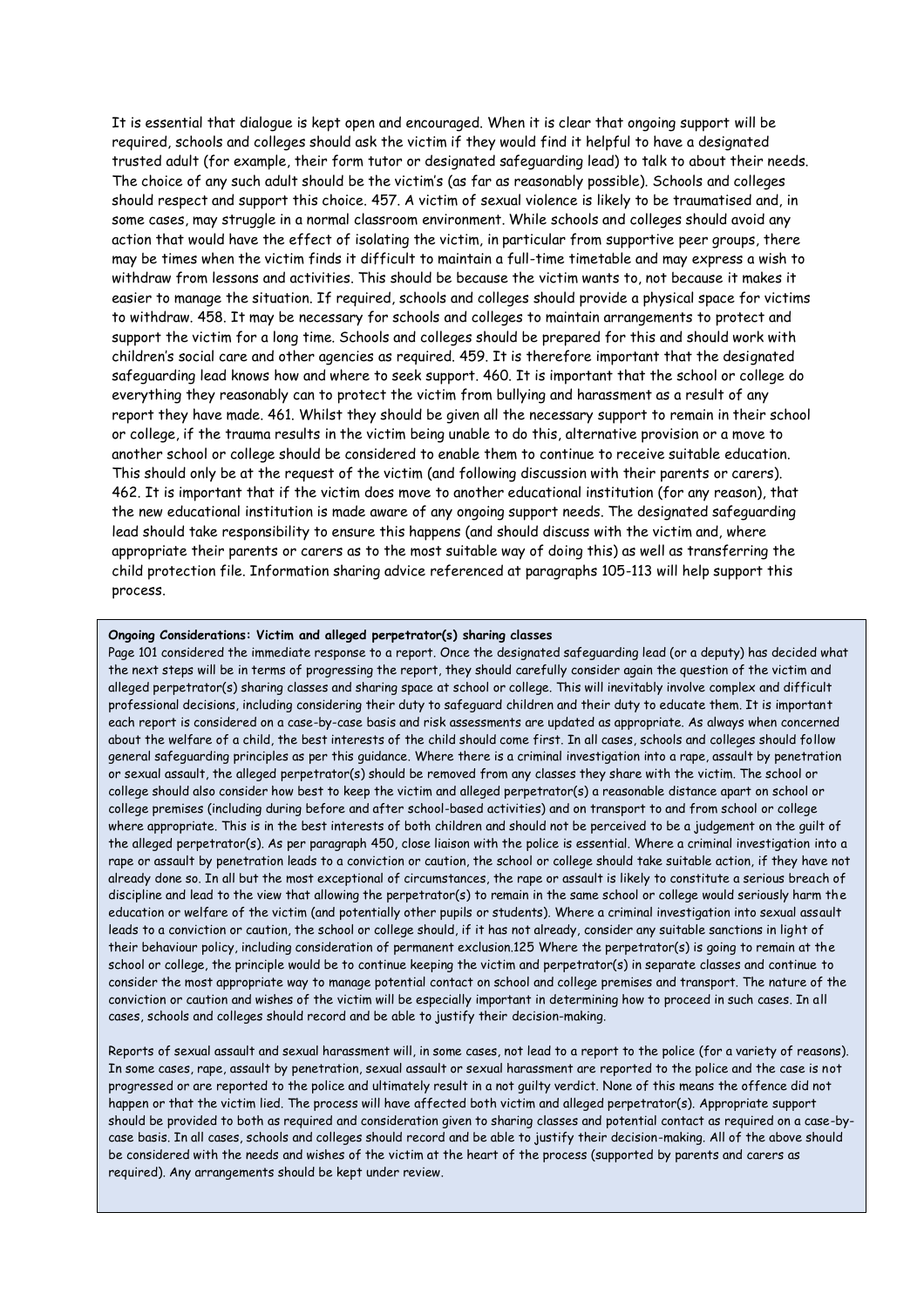It is essential that dialogue is kept open and encouraged. When it is clear that ongoing support will be required, schools and colleges should ask the victim if they would find it helpful to have a designated trusted adult (for example, their form tutor or designated safeguarding lead) to talk to about their needs. The choice of any such adult should be the victim's (as far as reasonably possible). Schools and colleges should respect and support this choice. 457. A victim of sexual violence is likely to be traumatised and, in some cases, may struggle in a normal classroom environment. While schools and colleges should avoid any action that would have the effect of isolating the victim, in particular from supportive peer groups, there may be times when the victim finds it difficult to maintain a full-time timetable and may express a wish to withdraw from lessons and activities. This should be because the victim wants to, not because it makes it easier to manage the situation. If required, schools and colleges should provide a physical space for victims to withdraw. 458. It may be necessary for schools and colleges to maintain arrangements to protect and support the victim for a long time. Schools and colleges should be prepared for this and should work with children's social care and other agencies as required. 459. It is therefore important that the designated safeguarding lead knows how and where to seek support. 460. It is important that the school or college do everything they reasonably can to protect the victim from bullying and harassment as a result of any report they have made. 461. Whilst they should be given all the necessary support to remain in their school or college, if the trauma results in the victim being unable to do this, alternative provision or a move to another school or college should be considered to enable them to continue to receive suitable education. This should only be at the request of the victim (and following discussion with their parents or carers). 462. It is important that if the victim does move to another educational institution (for any reason), that the new educational institution is made aware of any ongoing support needs. The designated safeguarding lead should take responsibility to ensure this happens (and should discuss with the victim and, where appropriate their parents or carers as to the most suitable way of doing this) as well as transferring the child protection file. Information sharing advice referenced at paragraphs 105-113 will help support this process.

**Ongoing Considerations: Victim and alleged perpetrator(s) sharing classes**

Page 101 considered the immediate response to a report. Once the designated safeguarding lead (or a deputy) has decided what the next steps will be in terms of progressing the report, they should carefully consider again the question of the victim and alleged perpetrator(s) sharing classes and sharing space at school or college. This will inevitably involve complex and difficult professional decisions, including considering their duty to safeguard children and their duty to educate them. It is important each report is considered on a case-by-case basis and risk assessments are updated as appropriate. As always when concerned about the welfare of a child, the best interests of the child should come first. In all cases, schools and colleges should follow general safeguarding principles as per this guidance. Where there is a criminal investigation into a rape, assault by penetration or sexual assault, the alleged perpetrator(s) should be removed from any classes they share with the victim. The school or college should also consider how best to keep the victim and alleged perpetrator(s) a reasonable distance apart on school or college premises (including during before and after school-based activities) and on transport to and from school or college where appropriate. This is in the best interests of both children and should not be perceived to be a judgement on the guilt of the alleged perpetrator(s). As per paragraph 450, close liaison with the police is essential. Where a criminal investigation into a rape or assault by penetration leads to a conviction or caution, the school or college should take suitable action, if they have not already done so. In all but the most exceptional of circumstances, the rape or assault is likely to constitute a serious breach of discipline and lead to the view that allowing the perpetrator(s) to remain in the same school or college would seriously harm the education or welfare of the victim (and potentially other pupils or students). Where a criminal investigation into sexual assault leads to a conviction or caution, the school or college should, if it has not already, consider any suitable sanctions in light of their behaviour policy, including consideration of permanent exclusion.125 Where the perpetrator(s) is going to remain at the school or college, the principle would be to continue keeping the victim and perpetrator(s) in separate classes and continue to consider the most appropriate way to manage potential contact on school and college premises and transport. The nature of the conviction or caution and wishes of the victim will be especially important in determining how to proceed in such cases. In all cases, schools and colleges should record and be able to justify their decision-making.

Reports of sexual assault and sexual harassment will, in some cases, not lead to a report to the police (for a variety of reasons). In some cases, rape, assault by penetration, sexual assault or sexual harassment are reported to the police and the case is not progressed or are reported to the police and ultimately result in a not guilty verdict. None of this means the offence did not happen or that the victim lied. The process will have affected both victim and alleged perpetrator(s). Appropriate support should be provided to both as required and consideration given to sharing classes and potential contact as required on a case-by-case basis. In all cases, schools and colleges should record and be able to justify their decision-making. All of the above should be considered with the needs and wishes of the victim at the heart of the process (supported by parents and carers as required). Any arrangements should be kept under review.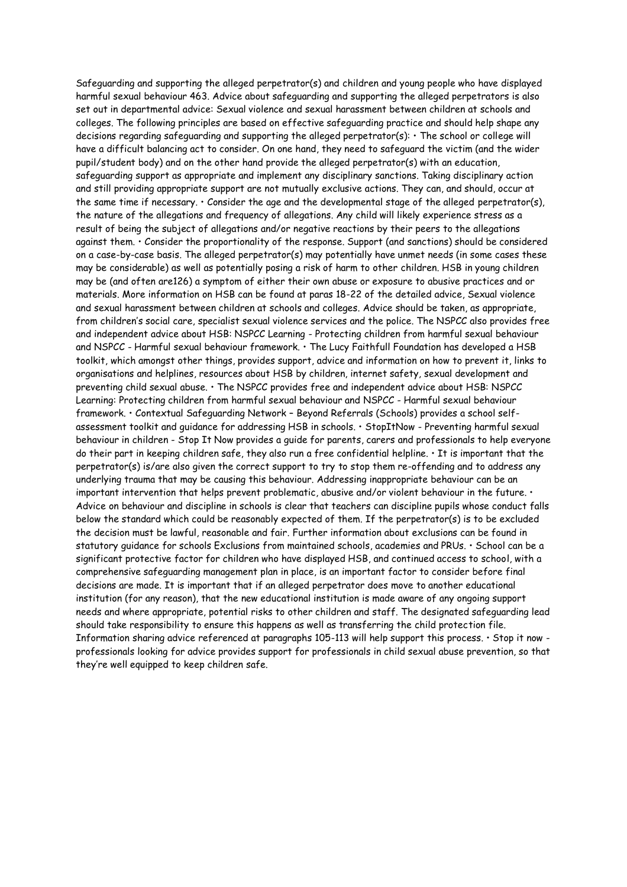Safeguarding and supporting the alleged perpetrator(s) and children and young people who have displayed harmful sexual behaviour 463. Advice about safeguarding and supporting the alleged perpetrators is also set out in departmental advice: Sexual violence and sexual harassment between children at schools and colleges. The following principles are based on effective safeguarding practice and should help shape any decisions regarding safeguarding and supporting the alleged perpetrator(s): • The school or college will have a difficult balancing act to consider. On one hand, they need to safeguard the victim (and the wider pupil/student body) and on the other hand provide the alleged perpetrator(s) with an education, safeguarding support as appropriate and implement any disciplinary sanctions. Taking disciplinary action and still providing appropriate support are not mutually exclusive actions. They can, and should, occur at the same time if necessary. • Consider the age and the developmental stage of the alleged perpetrator(s), the nature of the allegations and frequency of allegations. Any child will likely experience stress as a result of being the subject of allegations and/or negative reactions by their peers to the allegations against them. • Consider the proportionality of the response. Support (and sanctions) should be considered on a case-by-case basis. The alleged perpetrator(s) may potentially have unmet needs (in some cases these may be considerable) as well as potentially posing a risk of harm to other children. HSB in young children may be (and often are126) a symptom of either their own abuse or exposure to abusive practices and or materials. More information on HSB can be found at paras 18-22 of the detailed advice, Sexual violence and sexual harassment between children at schools and colleges. Advice should be taken, as appropriate, from children's social care, specialist sexual violence services and the police. The NSPCC also provides free and independent advice about HSB: NSPCC Learning - Protecting children from harmful sexual behaviour and NSPCC - Harmful sexual behaviour framework. • The Lucy Faithfull Foundation has developed a HSB toolkit, which amongst other things, provides support, advice and information on how to prevent it, links to organisations and helplines, resources about HSB by children, internet safety, sexual development and preventing child sexual abuse. • The NSPCC provides free and independent advice about HSB: NSPCC Learning: Protecting children from harmful sexual behaviour and NSPCC - Harmful sexual behaviour framework. • Contextual Safeguarding Network – Beyond Referrals (Schools) provides a school self-assessment toolkit and guidance for addressing HSB in schools. • StopItNow - Preventing harmful sexual behaviour in children - Stop It Now provides a guide for parents, carers and professionals to help everyone do their part in keeping children safe, they also run a free confidential helpline. • It is important that the perpetrator(s) is/are also given the correct support to try to stop them re-offending and to address any underlying trauma that may be causing this behaviour. Addressing inappropriate behaviour can be an important intervention that helps prevent problematic, abusive and/or violent behaviour in the future. • Advice on behaviour and discipline in schools is clear that teachers can discipline pupils whose conduct falls below the standard which could be reasonably expected of them. If the perpetrator(s) is to be excluded the decision must be lawful, reasonable and fair. Further information about exclusions can be found in statutory guidance for schools Exclusions from maintained schools, academies and PRUs. • School can be a significant protective factor for children who have displayed HSB, and continued access to school, with a comprehensive safeguarding management plan in place, is an important factor to consider before final decisions are made. It is important that if an alleged perpetrator does move to another educational institution (for any reason), that the new educational institution is made aware of any ongoing support needs and where appropriate, potential risks to other children and staff. The designated safeguarding lead should take responsibility to ensure this happens as well as transferring the child protection file. Information sharing advice referenced at paragraphs 105-113 will help support this process. • Stop it now - professionals looking for advice provides support for professionals in child sexual abuse prevention, so that they're well equipped to keep children safe.